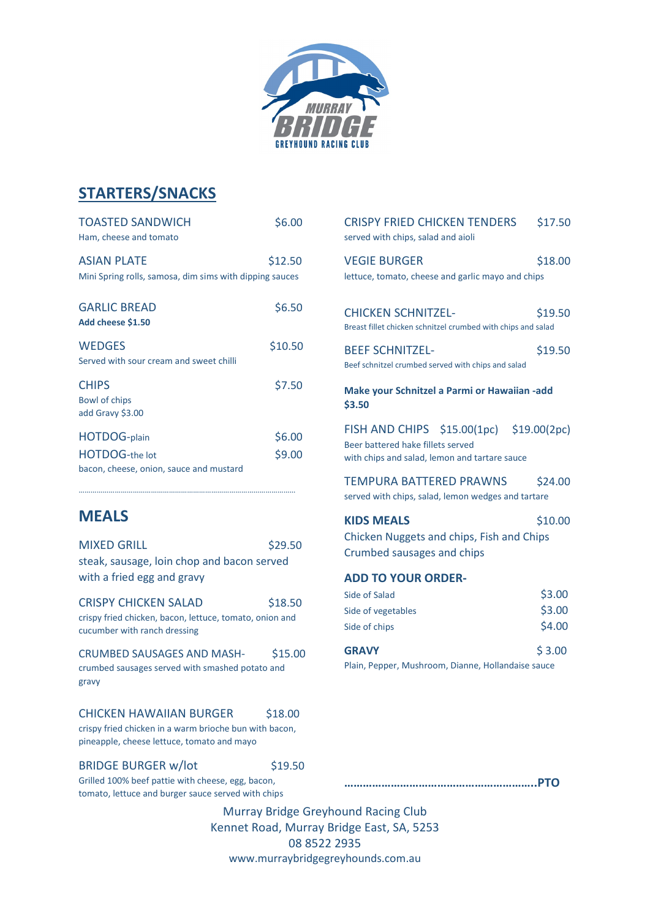MURRAY BRIDGE GREYHOUND RACING CLUB

## STARTERS/SNACKS

**TOASTED SANDWICH** $6.00
Ham, cheese and tomato

**ASIAN PLATE** $12.50
Mini Spring rolls, samosa, dim sims with dipping sauces

**GARLIC BREAD** $6.50
**Add cheese $1.50**

**WEDGES** $10.50
Served with sour cream and sweet chilli

**CHIPS** $7.50
Bowl of chips
add Gravy $3.00

**HOTDOG**-plain $6.00
**HOTDOG**-the lot $9.00
bacon, cheese, onion, sauce and mustard

## MEALS

**MIXED GRILL** $29.50
steak, sausage, loin chop and bacon served with a fried egg and gravy

**CRISPY CHICKEN SALAD** $18.50
crispy fried chicken, bacon, lettuce, tomato, onion and cucumber with ranch dressing

**CRUMBED SAUSAGES AND MASH-** $15.00
crumbed sausages served with smashed potato and gravy

**CHICKEN HAWAIIAN BURGER** $18.00
crispy fried chicken in a warm brioche bun with bacon, pineapple, cheese lettuce, tomato and mayo

**BRIDGE BURGER w/lot** $19.50
Grilled 100% beef pattie with cheese, egg, bacon, tomato, lettuce and burger sauce served with chips

**CRISPY FRIED CHICKEN TENDERS** $17.50
served with chips, salad and aioli

**VEGIE BURGER** $18.00
lettuce, tomato, cheese and garlic mayo and chips

**CHICKEN SCHNITZEL-** $19.50
Breast fillet chicken schnitzel crumbed with chips and salad

**BEEF SCHNITZEL-** $19.50
Beef schnitzel crumbed served with chips and salad

**Make your Schnitzel a Parmi or Hawaiian -add $3.50**

**FISH AND CHIPS** $15.00(1pc) $19.00(2pc)
Beer battered hake fillets served with chips and salad, lemon and tartare sauce

**TEMPURA BATTERED PRAWNS** $24.00
served with chips, salad, lemon wedges and tartare

**KIDS MEALS** $10.00
Chicken Nuggets and chips, Fish and Chips
Crumbed sausages and chips

### ADD TO YOUR ORDER-

| Item | Price |
|---|---|
| Side of Salad | $3.00 |
| Side of vegetables | $3.00 |
| Side of chips | $4.00 |

**GRAVY** $ 3.00
Plain, Pepper, Mushroom, Dianne, Hollandaise sauce

……………………………………………………..PTO

Murray Bridge Greyhound Racing Club
Kennet Road, Murray Bridge East, SA, 5253
08 8522 2935
www.murraybridgegreyhounds.com.au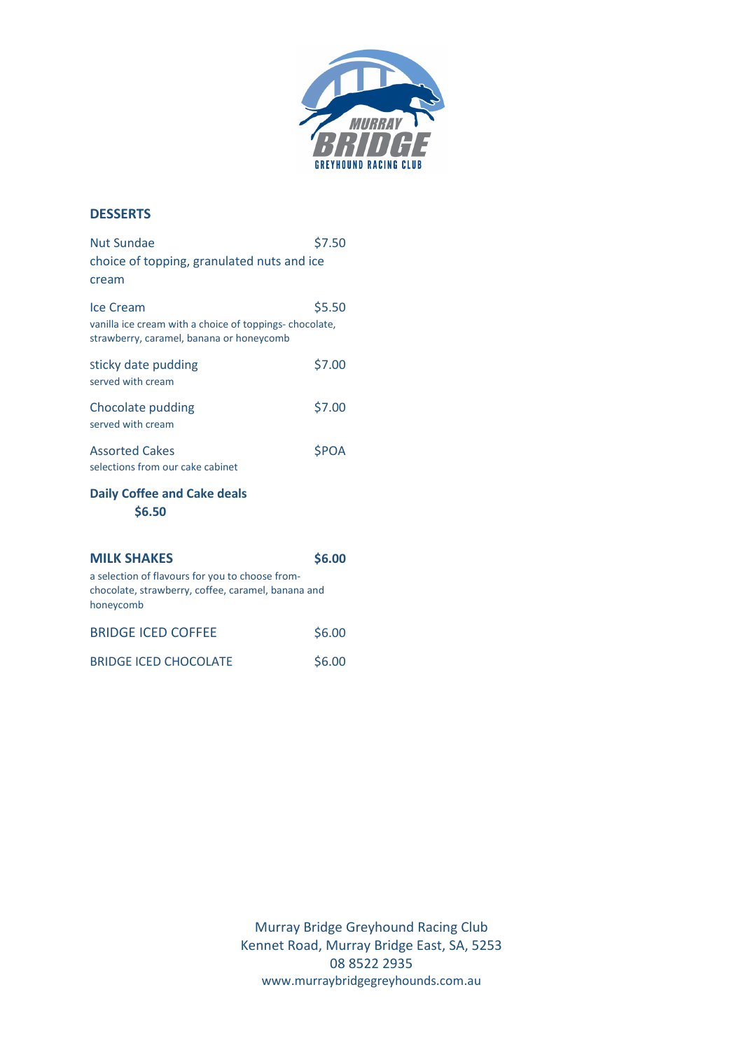## DESSERTS

Nut Sundae $7.50
choice of topping, granulated nuts and ice cream

Ice Cream $5.50
vanilla ice cream with a choice of toppings- chocolate, strawberry, caramel, banana or honeycomb

sticky date pudding $7.00
served with cream

Chocolate pudding $7.00
served with cream

Assorted Cakes $POA
selections from our cake cabinet

**Daily Coffee and Cake deals**
**$6.50**

## MILK SHAKES **$6.00**

a selection of flavours for you to choose from- chocolate, strawberry, coffee, caramel, banana and honeycomb

BRIDGE ICED COFFEE $6.00

BRIDGE ICED CHOCOLATE $6.00

Murray Bridge Greyhound Racing Club
Kennet Road, Murray Bridge East, SA, 5253
08 8522 2935
www.murraybridgegreyhounds.com.au